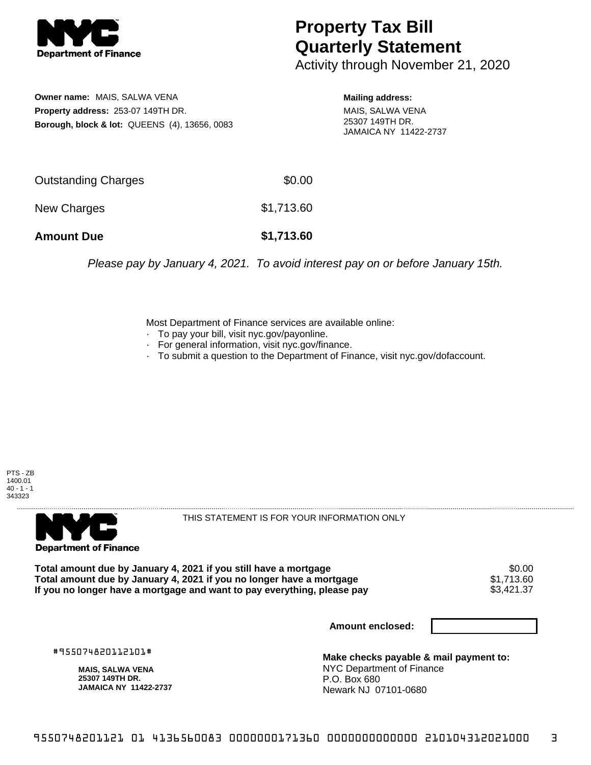**NYC Department of Finance**

# Property Tax Bill Quarterly Statement

Activity through November 21, 2020

**Owner name:** MAIS, SALWA VENA
**Property address:** 253-07 149TH DR.
**Borough, block & lot:** QUEENS (4), 13656, 0083

**Mailing address:**
MAIS, SALWA VENA
25307 149TH DR.
JAMAICA NY 11422-2737

| | |
|---|---|
| Outstanding Charges | $0.00 |
| New Charges | $1,713.60 |
| **Amount Due** | **$1,713.60** |

*Please pay by January 4, 2021. To avoid interest pay on or before January 15th.*

Most Department of Finance services are available online:
- To pay your bill, visit nyc.gov/payonline.
- For general information, visit nyc.gov/finance.
- To submit a question to the Department of Finance, visit nyc.gov/dofaccount.

PTS - ZB
1400.01
40 - 1 - 1
343323

---

**NYC Department of Finance**

THIS STATEMENT IS FOR YOUR INFORMATION ONLY

| | |
|---|---|
| **Total amount due by January 4, 2021 if you still have a mortgage** | $0.00 |
| **Total amount due by January 4, 2021 if you no longer have a mortgage** | $1,713.60 |
| **If you no longer have a mortgage and want to pay everything, please pay** | $3,421.37 |

**Amount enclosed:**

#955074820112101#

**MAIS, SALWA VENA**
**25307 149TH DR.**
**JAMAICA NY 11422-2737**

**Make checks payable & mail payment to:**
NYC Department of Finance
P.O. Box 680
Newark NJ 07101-0680

9550748201121 01 4136560083 0000000171360 0000000000000 210104312021000 3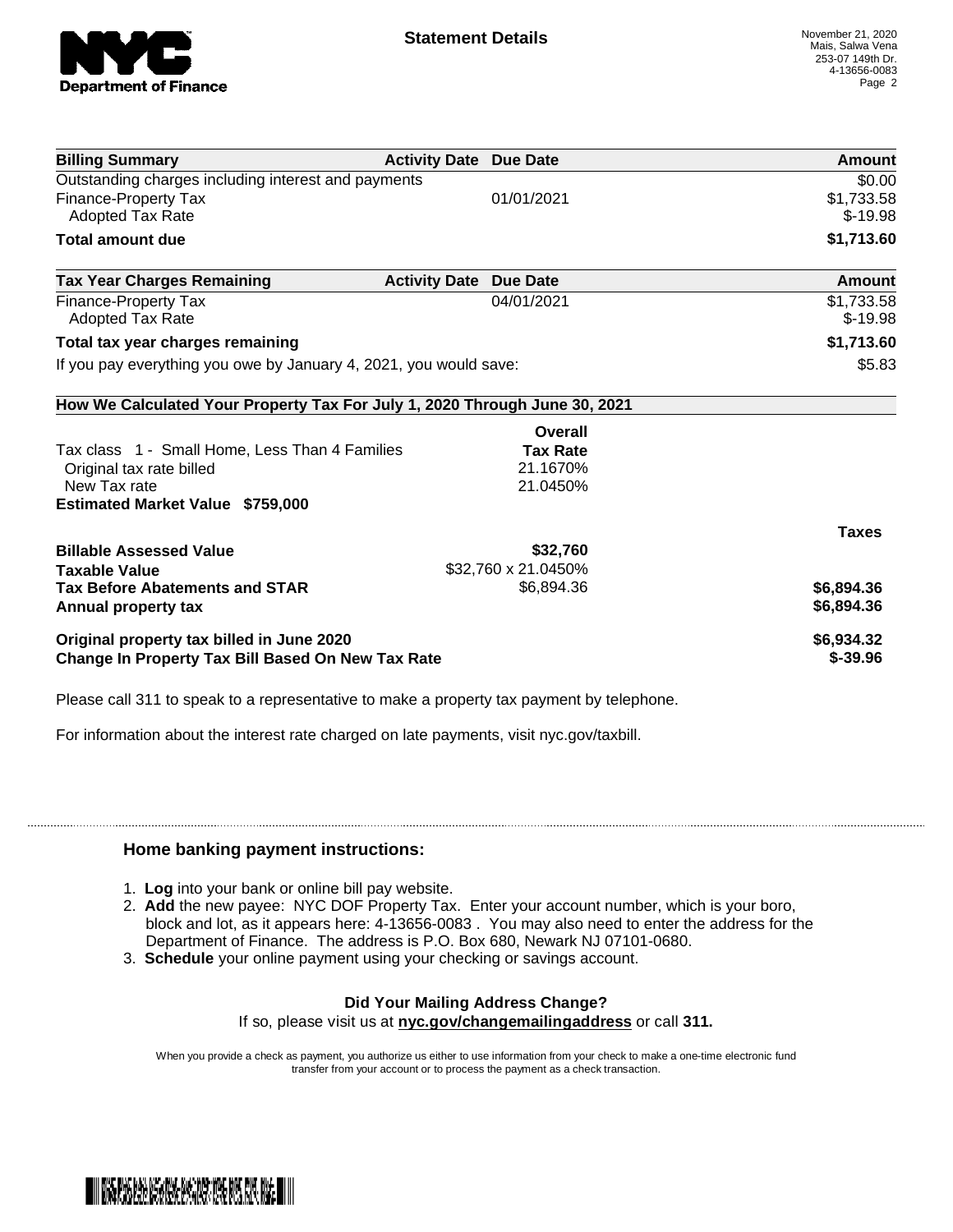**Statement Details**

November 21, 2020
Mais, Salwa Vena
253-07 149th Dr.
4-13656-0083

| Billing Summary | Activity Date | Due Date | Amount |
|---|---|---|---|
| Outstanding charges including interest and payments | | | $0.00 |
| Finance-Property Tax | | 01/01/2021 | $1,733.58 |
| Adopted Tax Rate | | | $-19.98 |
| **Total amount due** | | | **$1,713.60** |

| Tax Year Charges Remaining | Activity Date | Due Date | Amount |
|---|---|---|---|
| Finance-Property Tax | | 04/01/2021 | $1,733.58 |
| Adopted Tax Rate | | | $-19.98 |
| **Total tax year charges remaining** | | | **$1,713.60** |
| If you pay everything you owe by January 4, 2021, you would save: | | | $5.83 |

**How We Calculated Your Property Tax For July 1, 2020 Through June 30, 2021**

| | Overall Tax Rate | Taxes |
|---|---|---|
| Tax class 1 - Small Home, Less Than 4 Families | | |
| Original tax rate billed | 21.1670% | |
| New Tax rate | 21.0450% | |
| **Estimated Market Value $759,000** | | |
| **Billable Assessed Value** | **$32,760** | |
| **Taxable Value** | $32,760 x 21.0450% | |
| **Tax Before Abatements and STAR** | $6,894.36 | **$6,894.36** |
| **Annual property tax** | | **$6,894.36** |
| **Original property tax billed in June 2020** | | **$6,934.32** |
| **Change In Property Tax Bill Based On New Tax Rate** | | **$-39.96** |

Please call 311 to speak to a representative to make a property tax payment by telephone.

For information about the interest rate charged on late payments, visit nyc.gov/taxbill.

## Home banking payment instructions:

1. **Log** into your bank or online bill pay website.
2. **Add** the new payee: NYC DOF Property Tax. Enter your account number, which is your boro, block and lot, as it appears here: 4-13656-0083 . You may also need to enter the address for the Department of Finance. The address is P.O. Box 680, Newark NJ 07101-0680.
3. **Schedule** your online payment using your checking or savings account.

**Did Your Mailing Address Change?**
If so, please visit us at **nyc.gov/changemailingaddress** or call **311.**

When you provide a check as payment, you authorize us either to use information from your check to make a one-time electronic fund transfer from your account or to process the payment as a check transaction.